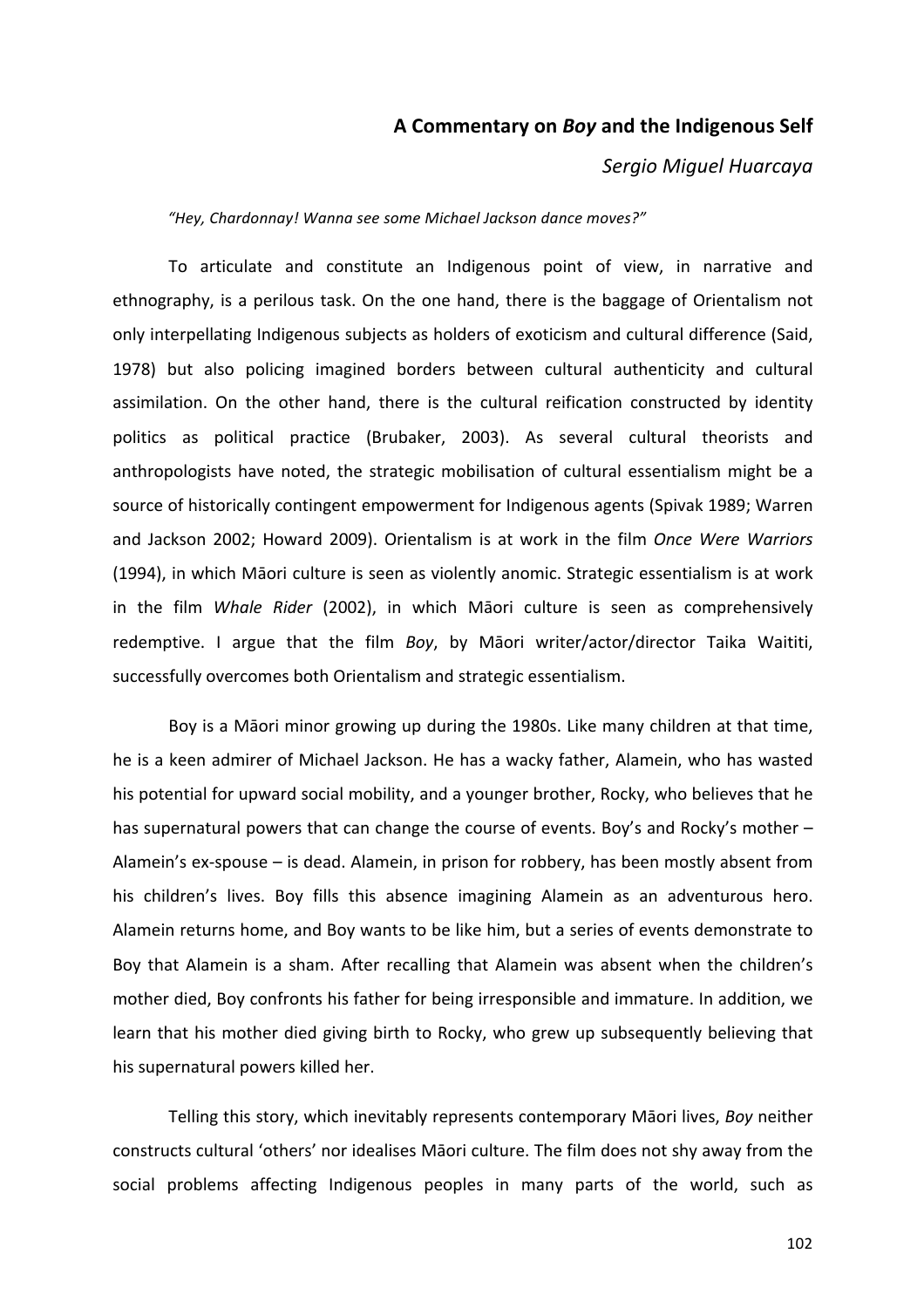# A Commentary on *Boy* and the Indigenous Self

*Sergio Miguel Huarcaya*

*"Hey, Chardonnay! Wanna see some Michael Jackson dance moves?"*

To articulate and constitute an Indigenous point of view, in narrative and ethnography, is a perilous task. On the one hand, there is the baggage of Orientalism not only interpellating Indigenous subjects as holders of exoticism and cultural difference (Said, 1978) but also policing imagined borders between cultural authenticity and cultural assimilation. On the other hand, there is the cultural reification constructed by identity politics as political practice (Brubaker, 2003). As several cultural theorists and anthropologists have noted, the strategic mobilisation of cultural essentialism might be a source of historically contingent empowerment for Indigenous agents (Spivak 1989; Warren and Jackson 2002; Howard 2009). Orientalism is at work in the film *Once Were Warriors* (1994), in which Māori culture is seen as violently anomic. Strategic essentialism is at work in the film *Whale Rider* (2002), in which Māori culture is seen as comprehensively redemptive. I argue that the film *Boy*, by Māori writer/actor/director Taika Waititi, successfully overcomes both Orientalism and strategic essentialism.

Boy is a Māori minor growing up during the 1980s. Like many children at that time, he is a keen admirer of Michael Jackson. He has a wacky father, Alamein, who has wasted his potential for upward social mobility, and a younger brother, Rocky, who believes that he has supernatural powers that can change the course of events. Boy's and Rocky's mother – Alamein's ex-spouse – is dead. Alamein, in prison for robbery, has been mostly absent from his children's lives. Boy fills this absence imagining Alamein as an adventurous hero. Alamein returns home, and Boy wants to be like him, but a series of events demonstrate to Boy that Alamein is a sham. After recalling that Alamein was absent when the children's mother died, Boy confronts his father for being irresponsible and immature. In addition, we learn that his mother died giving birth to Rocky, who grew up subsequently believing that his supernatural powers killed her.

Telling this story, which inevitably represents contemporary Māori lives, *Boy* neither constructs cultural 'others' nor idealises Māori culture. The film does not shy away from the social problems affecting Indigenous peoples in many parts of the world, such as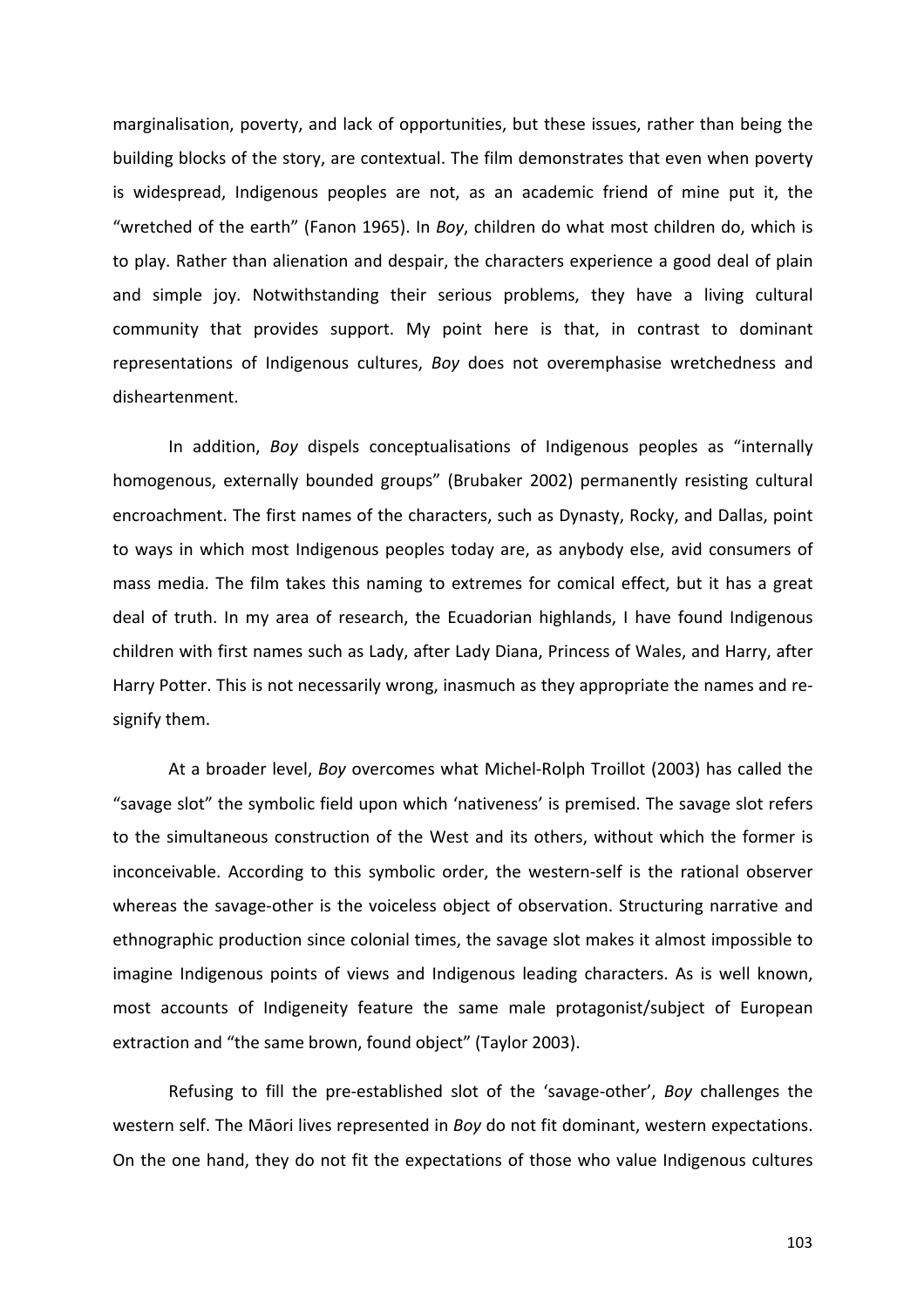marginalisation, poverty, and lack of opportunities, but these issues, rather than being the building blocks of the story, are contextual. The film demonstrates that even when poverty is widespread, Indigenous peoples are not, as an academic friend of mine put it, the "wretched of the earth" (Fanon 1965). In *Boy*, children do what most children do, which is to play. Rather than alienation and despair, the characters experience a good deal of plain and simple joy. Notwithstanding their serious problems, they have a living cultural community that provides support. My point here is that, in contrast to dominant representations of Indigenous cultures, *Boy* does not overemphasise wretchedness and disheartenment.

In addition, *Boy* dispels conceptualisations of Indigenous peoples as "internally homogenous, externally bounded groups" (Brubaker 2002) permanently resisting cultural encroachment. The first names of the characters, such as Dynasty, Rocky, and Dallas, point to ways in which most Indigenous peoples today are, as anybody else, avid consumers of mass media. The film takes this naming to extremes for comical effect, but it has a great deal of truth. In my area of research, the Ecuadorian highlands, I have found Indigenous children with first names such as Lady, after Lady Diana, Princess of Wales, and Harry, after Harry Potter. This is not necessarily wrong, inasmuch as they appropriate the names and re-signify them.

At a broader level, *Boy* overcomes what Michel-Rolph Troillot (2003) has called the "savage slot" the symbolic field upon which 'nativeness' is premised. The savage slot refers to the simultaneous construction of the West and its others, without which the former is inconceivable. According to this symbolic order, the western-self is the rational observer whereas the savage-other is the voiceless object of observation. Structuring narrative and ethnographic production since colonial times, the savage slot makes it almost impossible to imagine Indigenous points of views and Indigenous leading characters. As is well known, most accounts of Indigeneity feature the same male protagonist/subject of European extraction and "the same brown, found object" (Taylor 2003).

Refusing to fill the pre-established slot of the 'savage-other', *Boy* challenges the western self. The Māori lives represented in *Boy* do not fit dominant, western expectations. On the one hand, they do not fit the expectations of those who value Indigenous cultures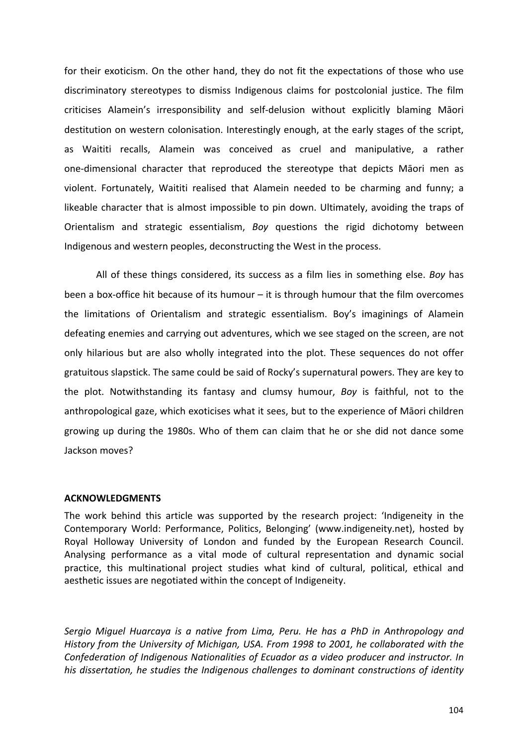for their exoticism. On the other hand, they do not fit the expectations of those who use discriminatory stereotypes to dismiss Indigenous claims for postcolonial justice. The film criticises Alamein's irresponsibility and self-delusion without explicitly blaming Māori destitution on western colonisation. Interestingly enough, at the early stages of the script, as Waititi recalls, Alamein was conceived as cruel and manipulative, a rather one-dimensional character that reproduced the stereotype that depicts Māori men as violent. Fortunately, Waititi realised that Alamein needed to be charming and funny; a likeable character that is almost impossible to pin down. Ultimately, avoiding the traps of Orientalism and strategic essentialism, *Boy* questions the rigid dichotomy between Indigenous and western peoples, deconstructing the West in the process.

All of these things considered, its success as a film lies in something else. *Boy* has been a box-office hit because of its humour – it is through humour that the film overcomes the limitations of Orientalism and strategic essentialism. Boy's imaginings of Alamein defeating enemies and carrying out adventures, which we see staged on the screen, are not only hilarious but are also wholly integrated into the plot. These sequences do not offer gratuitous slapstick. The same could be said of Rocky's supernatural powers. They are key to the plot. Notwithstanding its fantasy and clumsy humour, *Boy* is faithful, not to the anthropological gaze, which exoticises what it sees, but to the experience of Māori children growing up during the 1980s. Who of them can claim that he or she did not dance some Jackson moves?

**ACKNOWLEDGMENTS**

The work behind this article was supported by the research project: 'Indigeneity in the Contemporary World: Performance, Politics, Belonging' (www.indigeneity.net), hosted by Royal Holloway University of London and funded by the European Research Council. Analysing performance as a vital mode of cultural representation and dynamic social practice, this multinational project studies what kind of cultural, political, ethical and aesthetic issues are negotiated within the concept of Indigeneity.

*Sergio Miguel Huarcaya is a native from Lima, Peru. He has a PhD in Anthropology and History from the University of Michigan, USA. From 1998 to 2001, he collaborated with the Confederation of Indigenous Nationalities of Ecuador as a video producer and instructor. In his dissertation, he studies the Indigenous challenges to dominant constructions of identity*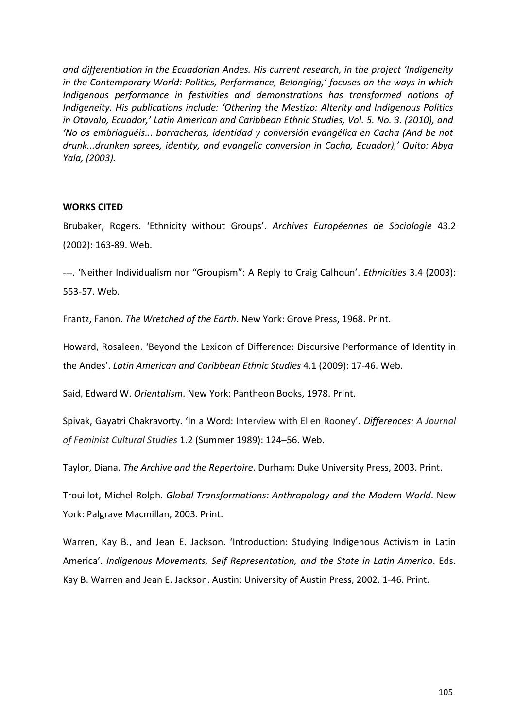*and differentiation in the Ecuadorian Andes. His current research, in the project 'Indigeneity in the Contemporary World: Politics, Performance, Belonging,' focuses on the ways in which Indigenous performance in festivities and demonstrations has transformed notions of Indigeneity. His publications include: 'Othering the Mestizo: Alterity and Indigenous Politics in Otavalo, Ecuador,' Latin American and Caribbean Ethnic Studies, Vol. 5. No. 3. (2010), and 'No os embriaguéis... borracheras, identidad y conversión evangélica en Cacha (And be not drunk...drunken sprees, identity, and evangelic conversion in Cacha, Ecuador),' Quito: Abya Yala, (2003).*

**WORKS CITED**

Brubaker, Rogers. 'Ethnicity without Groups'. *Archives Européennes de Sociologie* 43.2 (2002): 163-89. Web.

---. 'Neither Individualism nor "Groupism": A Reply to Craig Calhoun'. *Ethnicities* 3.4 (2003): 553-57. Web.

Frantz, Fanon. *The Wretched of the Earth*. New York: Grove Press, 1968. Print.

Howard, Rosaleen. 'Beyond the Lexicon of Difference: Discursive Performance of Identity in the Andes'. *Latin American and Caribbean Ethnic Studies* 4.1 (2009): 17-46. Web.

Said, Edward W. *Orientalism*. New York: Pantheon Books, 1978. Print.

Spivak, Gayatri Chakravorty. 'In a Word: Interview with Ellen Rooney'. *Differences: A Journal of Feminist Cultural Studies* 1.2 (Summer 1989): 124–56. Web.

Taylor, Diana. *The Archive and the Repertoire*. Durham: Duke University Press, 2003. Print.

Trouillot, Michel-Rolph. *Global Transformations: Anthropology and the Modern World*. New York: Palgrave Macmillan, 2003. Print.

Warren, Kay B., and Jean E. Jackson. 'Introduction: Studying Indigenous Activism in Latin America'. *Indigenous Movements, Self Representation, and the State in Latin America*. Eds. Kay B. Warren and Jean E. Jackson. Austin: University of Austin Press, 2002. 1-46. Print.